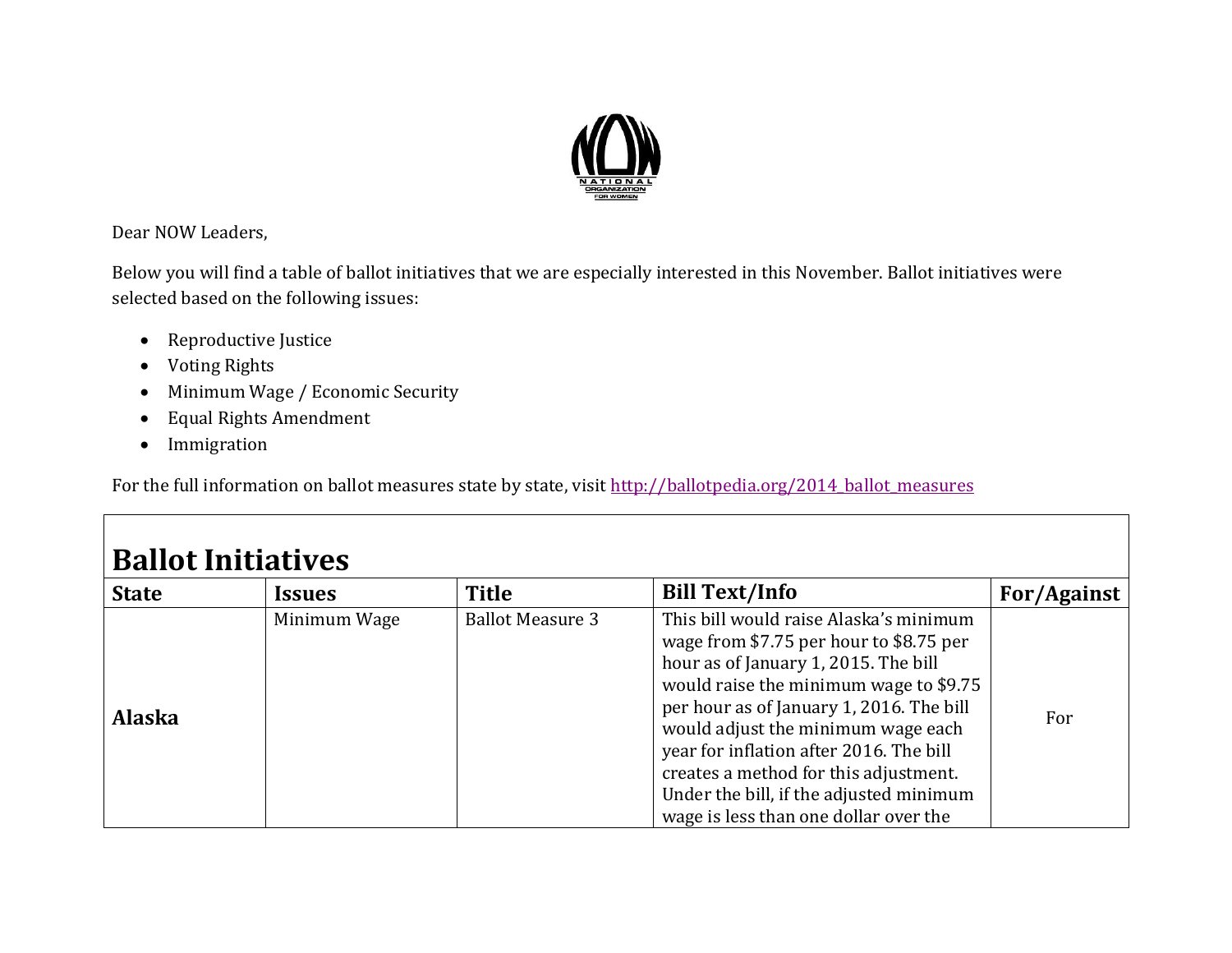Dear NOW Leaders,

Below you will find a table of ballot initiatives that we are especially interested in this November. Ballot initiatives were selected based on the following issues:

- Reproductive Justice
- Voting Rights
- Minimum Wage / Economic Security
- Equal Rights Amendment
- Immigration

For the full information on ballot measures state by state, visit [http://ballotpedia.org/2014_ballot_measures](http://ballotpedia.org/2014_ballot_measures)

## Ballot Initiatives

| State | Issues | Title | Bill Text/Info | For/Against |
|---|---|---|---|---|
| **Alaska** | Minimum Wage | Ballot Measure 3 | This bill would raise Alaska's minimum wage from $7.75 per hour to $8.75 per hour as of January 1, 2015. The bill would raise the minimum wage to $9.75 per hour as of January 1, 2016. The bill would adjust the minimum wage each year for inflation after 2016. The bill creates a method for this adjustment. Under the bill, if the adjusted minimum wage is less than one dollar over the | For |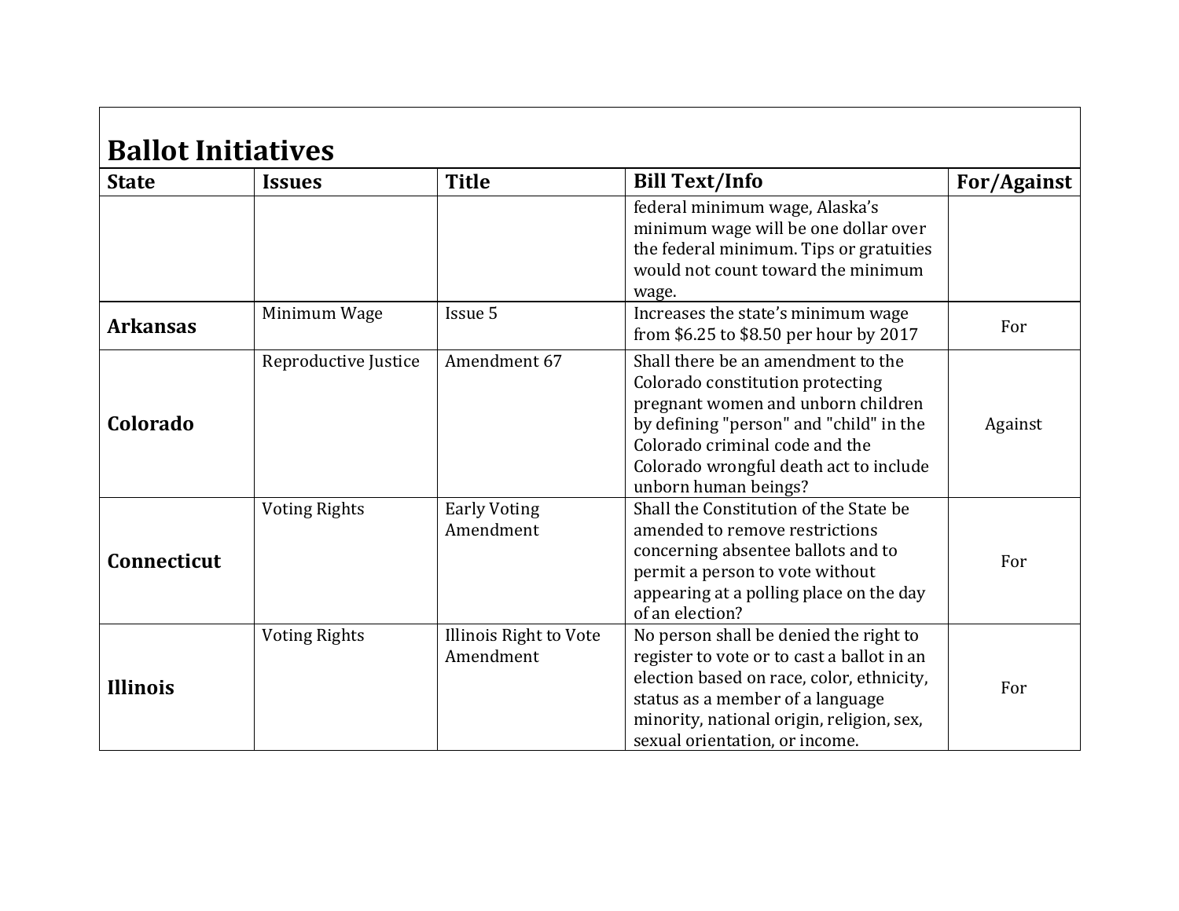## Ballot Initiatives

| State | Issues | Title | Bill Text/Info | For/Against |
|---|---|---|---|---|
| | | | federal minimum wage, Alaska's minimum wage will be one dollar over the federal minimum. Tips or gratuities would not count toward the minimum wage. | |
| **Arkansas** | Minimum Wage | Issue 5 | Increases the state's minimum wage from $6.25 to $8.50 per hour by 2017 | For |
| **Colorado** | Reproductive Justice | Amendment 67 | Shall there be an amendment to the Colorado constitution protecting pregnant women and unborn children by defining "person" and "child" in the Colorado criminal code and the Colorado wrongful death act to include unborn human beings? | Against |
| **Connecticut** | Voting Rights | Early Voting Amendment | Shall the Constitution of the State be amended to remove restrictions concerning absentee ballots and to permit a person to vote without appearing at a polling place on the day of an election? | For |
| **Illinois** | Voting Rights | Illinois Right to Vote Amendment | No person shall be denied the right to register to vote or to cast a ballot in an election based on race, color, ethnicity, status as a member of a language minority, national origin, religion, sex, sexual orientation, or income. | For |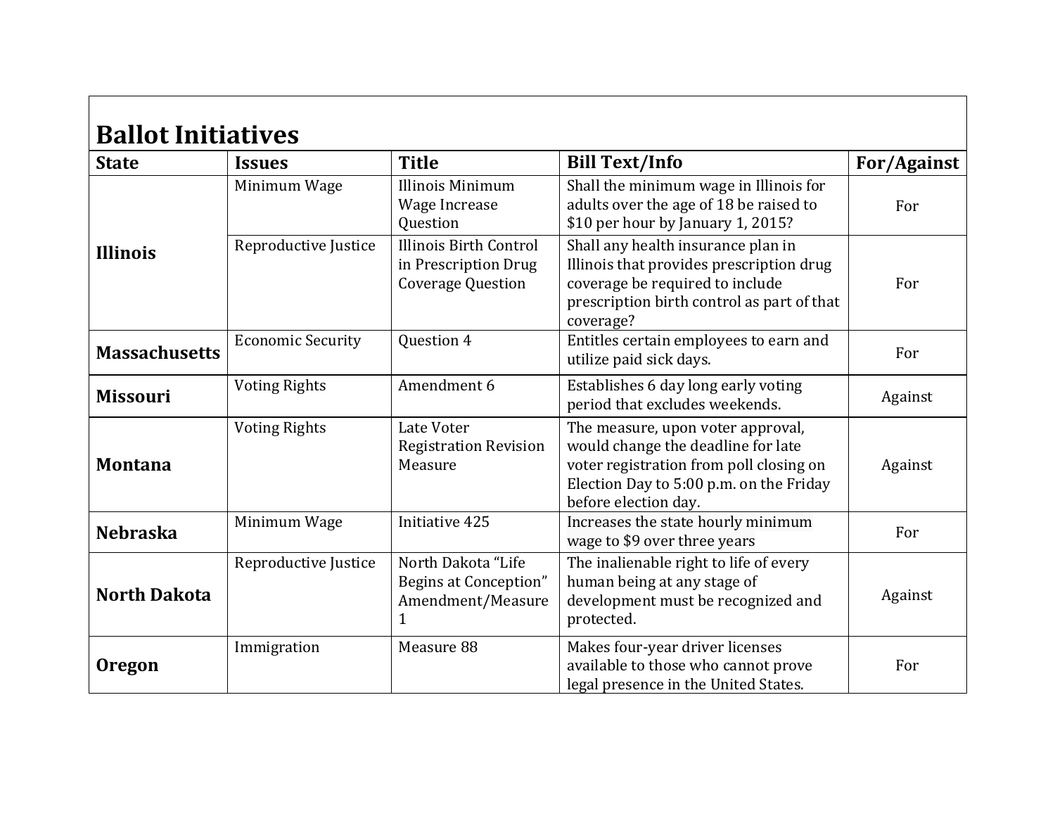## Ballot Initiatives

| State | Issues | Title | Bill Text/Info | For/Against |
|---|---|---|---|---|
| **Illinois** | Minimum Wage | Illinois Minimum Wage Increase Question | Shall the minimum wage in Illinois for adults over the age of 18 be raised to $10 per hour by January 1, 2015? | For |
| | Reproductive Justice | Illinois Birth Control in Prescription Drug Coverage Question | Shall any health insurance plan in Illinois that provides prescription drug coverage be required to include prescription birth control as part of that coverage? | For |
| **Massachusetts** | Economic Security | Question 4 | Entitles certain employees to earn and utilize paid sick days. | For |
| **Missouri** | Voting Rights | Amendment 6 | Establishes 6 day long early voting period that excludes weekends. | Against |
| **Montana** | Voting Rights | Late Voter Registration Revision Measure | The measure, upon voter approval, would change the deadline for late voter registration from poll closing on Election Day to 5:00 p.m. on the Friday before election day. | Against |
| **Nebraska** | Minimum Wage | Initiative 425 | Increases the state hourly minimum wage to $9 over three years | For |
| **North Dakota** | Reproductive Justice | North Dakota "Life Begins at Conception" Amendment/Measure 1 | The inalienable right to life of every human being at any stage of development must be recognized and protected. | Against |
| **Oregon** | Immigration | Measure 88 | Makes four-year driver licenses available to those who cannot prove legal presence in the United States. | For |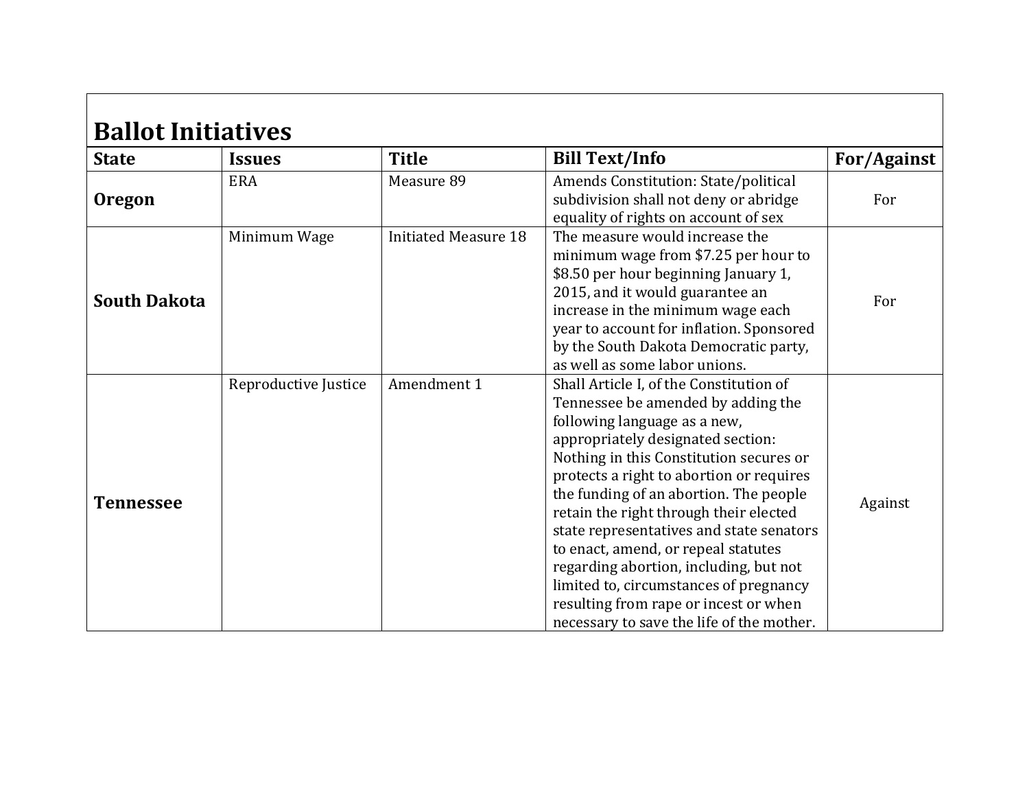## Ballot Initiatives

| State | Issues | Title | Bill Text/Info | For/Against |
|---|---|---|---|---|
| **Oregon** | ERA | Measure 89 | Amends Constitution: State/political subdivision shall not deny or abridge equality of rights on account of sex | For |
| **South Dakota** | Minimum Wage | Initiated Measure 18 | The measure would increase the minimum wage from $7.25 per hour to $8.50 per hour beginning January 1, 2015, and it would guarantee an increase in the minimum wage each year to account for inflation. Sponsored by the South Dakota Democratic party, as well as some labor unions. | For |
| **Tennessee** | Reproductive Justice | Amendment 1 | Shall Article I, of the Constitution of Tennessee be amended by adding the following language as a new, appropriately designated section: Nothing in this Constitution secures or protects a right to abortion or requires the funding of an abortion. The people retain the right through their elected state representatives and state senators to enact, amend, or repeal statutes regarding abortion, including, but not limited to, circumstances of pregnancy resulting from rape or incest or when necessary to save the life of the mother. | Against |